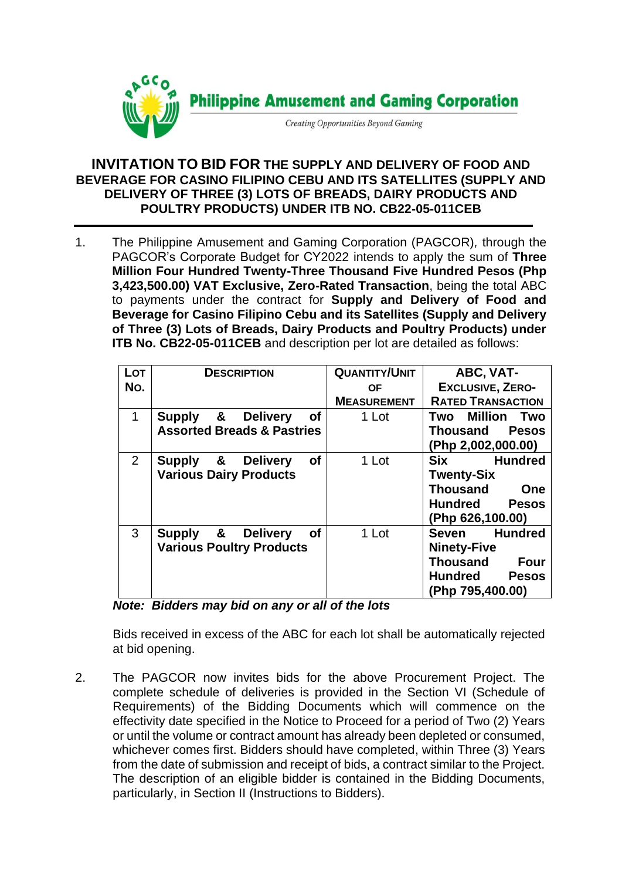**Philippine Amusement and Gaming Corporation**

*Creating Opportunities Beyond Gaming*

# INVITATION TO BID FOR THE SUPPLY AND DELIVERY OF FOOD AND BEVERAGE FOR CASINO FILIPINO CEBU AND ITS SATELLITES (SUPPLY AND DELIVERY OF THREE (3) LOTS OF BREADS, DAIRY PRODUCTS AND POULTRY PRODUCTS) UNDER ITB NO. CB22-05-011CEB

1. The Philippine Amusement and Gaming Corporation (PAGCOR), through the PAGCOR's Corporate Budget for CY2022 intends to apply the sum of **Three Million Four Hundred Twenty-Three Thousand Five Hundred Pesos (Php 3,423,500.00) VAT Exclusive, Zero-Rated Transaction**, being the total ABC to payments under the contract for **Supply and Delivery of Food and Beverage for Casino Filipino Cebu and its Satellites (Supply and Delivery of Three (3) Lots of Breads, Dairy Products and Poultry Products) under ITB No. CB22-05-011CEB** and description per lot are detailed as follows:

| LOT No. | DESCRIPTION | QUANTITY/UNIT OF MEASUREMENT | ABC, VAT-EXCLUSIVE, ZERO-RATED TRANSACTION |
|---|---|---|---|
| 1 | **Supply & Delivery of Assorted Breads & Pastries** | 1 Lot | **Two Million Two Thousand Pesos (Php 2,002,000.00)** |
| 2 | **Supply & Delivery of Various Dairy Products** | 1 Lot | **Six Hundred Twenty-Six Thousand One Hundred Pesos (Php 626,100.00)** |
| 3 | **Supply & Delivery of Various Poultry Products** | 1 Lot | **Seven Hundred Ninety-Five Thousand Four Hundred Pesos (Php 795,400.00)** |

***Note: Bidders may bid on any or all of the lots***

Bids received in excess of the ABC for each lot shall be automatically rejected at bid opening.

2. The PAGCOR now invites bids for the above Procurement Project. The complete schedule of deliveries is provided in the Section VI (Schedule of Requirements) of the Bidding Documents which will commence on the effectivity date specified in the Notice to Proceed for a period of Two (2) Years or until the volume or contract amount has already been depleted or consumed, whichever comes first. Bidders should have completed, within Three (3) Years from the date of submission and receipt of bids, a contract similar to the Project. The description of an eligible bidder is contained in the Bidding Documents, particularly, in Section II (Instructions to Bidders).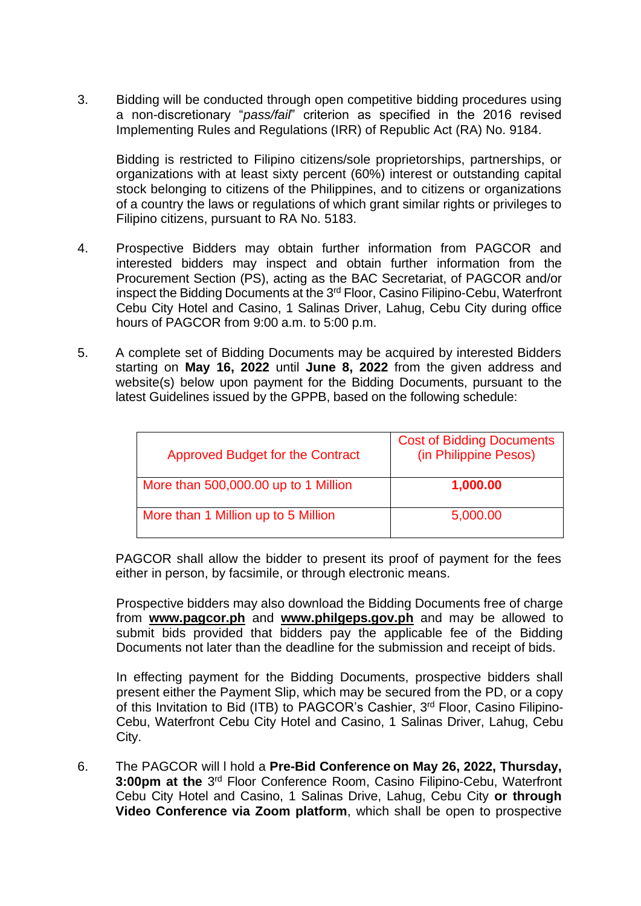3. Bidding will be conducted through open competitive bidding procedures using a non-discretionary "*pass/fail*" criterion as specified in the 2016 revised Implementing Rules and Regulations (IRR) of Republic Act (RA) No. 9184.

   Bidding is restricted to Filipino citizens/sole proprietorships, partnerships, or organizations with at least sixty percent (60%) interest or outstanding capital stock belonging to citizens of the Philippines, and to citizens or organizations of a country the laws or regulations of which grant similar rights or privileges to Filipino citizens, pursuant to RA No. 5183.

4. Prospective Bidders may obtain further information from PAGCOR and interested bidders may inspect and obtain further information from the Procurement Section (PS), acting as the BAC Secretariat, of PAGCOR and/or inspect the Bidding Documents at the 3rd Floor, Casino Filipino-Cebu, Waterfront Cebu City Hotel and Casino, 1 Salinas Driver, Lahug, Cebu City during office hours of PAGCOR from 9:00 a.m. to 5:00 p.m.

5. A complete set of Bidding Documents may be acquired by interested Bidders starting on **May 16, 2022** until **June 8, 2022** from the given address and website(s) below upon payment for the Bidding Documents, pursuant to the latest Guidelines issued by the GPPB, based on the following schedule:

| Approved Budget for the Contract | Cost of Bidding Documents (in Philippine Pesos) |
|---|---|
| More than 500,000.00 up to 1 Million | **1,000.00** |
| More than 1 Million up to 5 Million | 5,000.00 |

   PAGCOR shall allow the bidder to present its proof of payment for the fees either in person, by facsimile, or through electronic means.

   Prospective bidders may also download the Bidding Documents free of charge from **www.pagcor.ph** and **www.philgeps.gov.ph** and may be allowed to submit bids provided that bidders pay the applicable fee of the Bidding Documents not later than the deadline for the submission and receipt of bids.

   In effecting payment for the Bidding Documents, prospective bidders shall present either the Payment Slip, which may be secured from the PD, or a copy of this Invitation to Bid (ITB) to PAGCOR's Cashier, 3rd Floor, Casino Filipino-Cebu, Waterfront Cebu City Hotel and Casino, 1 Salinas Driver, Lahug, Cebu City.

6. The PAGCOR will l hold a **Pre-Bid Conference on May 26, 2022, Thursday, 3:00pm at the** 3rd Floor Conference Room, Casino Filipino-Cebu, Waterfront Cebu City Hotel and Casino, 1 Salinas Drive, Lahug, Cebu City **or through Video Conference via Zoom platform**, which shall be open to prospective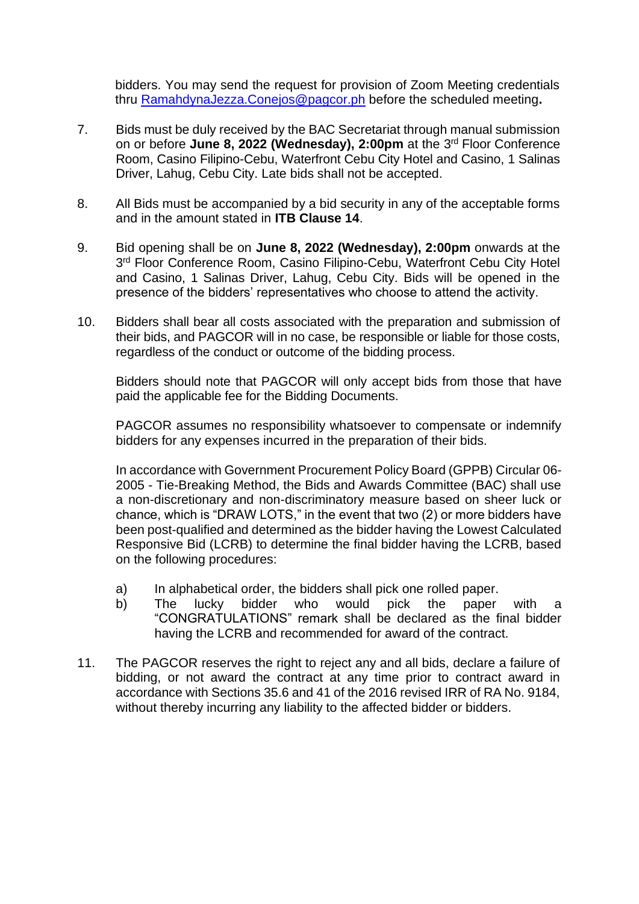bidders. You may send the request for provision of Zoom Meeting credentials thru RamahdynaJezza.Conejos@pagcor.ph before the scheduled meeting**.**

7. Bids must be duly received by the BAC Secretariat through manual submission on or before **June 8, 2022 (Wednesday), 2:00pm** at the 3rd Floor Conference Room, Casino Filipino-Cebu, Waterfront Cebu City Hotel and Casino, 1 Salinas Driver, Lahug, Cebu City. Late bids shall not be accepted.

8. All Bids must be accompanied by a bid security in any of the acceptable forms and in the amount stated in **ITB Clause 14**.

9. Bid opening shall be on **June 8, 2022 (Wednesday), 2:00pm** onwards at the 3rd Floor Conference Room, Casino Filipino-Cebu, Waterfront Cebu City Hotel and Casino, 1 Salinas Driver, Lahug, Cebu City. Bids will be opened in the presence of the bidders' representatives who choose to attend the activity.

10. Bidders shall bear all costs associated with the preparation and submission of their bids, and PAGCOR will in no case, be responsible or liable for those costs, regardless of the conduct or outcome of the bidding process.

    Bidders should note that PAGCOR will only accept bids from those that have paid the applicable fee for the Bidding Documents.

    PAGCOR assumes no responsibility whatsoever to compensate or indemnify bidders for any expenses incurred in the preparation of their bids.

    In accordance with Government Procurement Policy Board (GPPB) Circular 06-2005 - Tie-Breaking Method, the Bids and Awards Committee (BAC) shall use a non-discretionary and non-discriminatory measure based on sheer luck or chance, which is "DRAW LOTS," in the event that two (2) or more bidders have been post-qualified and determined as the bidder having the Lowest Calculated Responsive Bid (LCRB) to determine the final bidder having the LCRB, based on the following procedures:

    a) In alphabetical order, the bidders shall pick one rolled paper.
    b) The lucky bidder who would pick the paper with a "CONGRATULATIONS" remark shall be declared as the final bidder having the LCRB and recommended for award of the contract.

11. The PAGCOR reserves the right to reject any and all bids, declare a failure of bidding, or not award the contract at any time prior to contract award in accordance with Sections 35.6 and 41 of the 2016 revised IRR of RA No. 9184, without thereby incurring any liability to the affected bidder or bidders.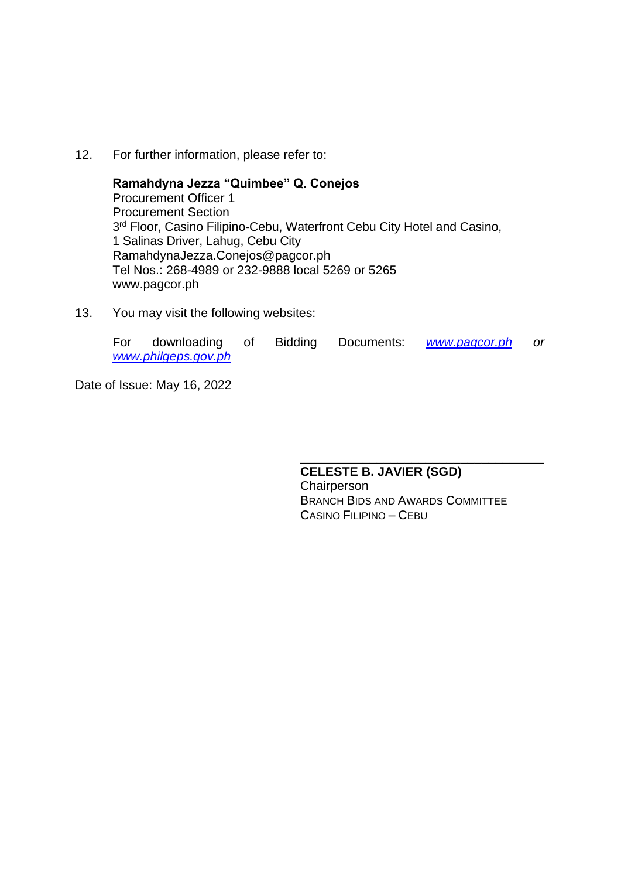12. For further information, please refer to:

    **Ramahdyna Jezza "Quimbee" Q. Conejos**
    Procurement Officer 1
    Procurement Section
    3rd Floor, Casino Filipino-Cebu, Waterfront Cebu City Hotel and Casino,
    1 Salinas Driver, Lahug, Cebu City
    RamahdynaJezza.Conejos@pagcor.ph
    Tel Nos.: 268-4989 or 232-9888 local 5269 or 5265
    www.pagcor.ph

13. You may visit the following websites:

    For downloading of Bidding Documents: *www.pagcor.ph* *or* *www.philgeps.gov.ph*

Date of Issue: May 16, 2022

**CELESTE B. JAVIER (SGD)**
Chairperson
BRANCH BIDS AND AWARDS COMMITTEE
CASINO FILIPINO – CEBU